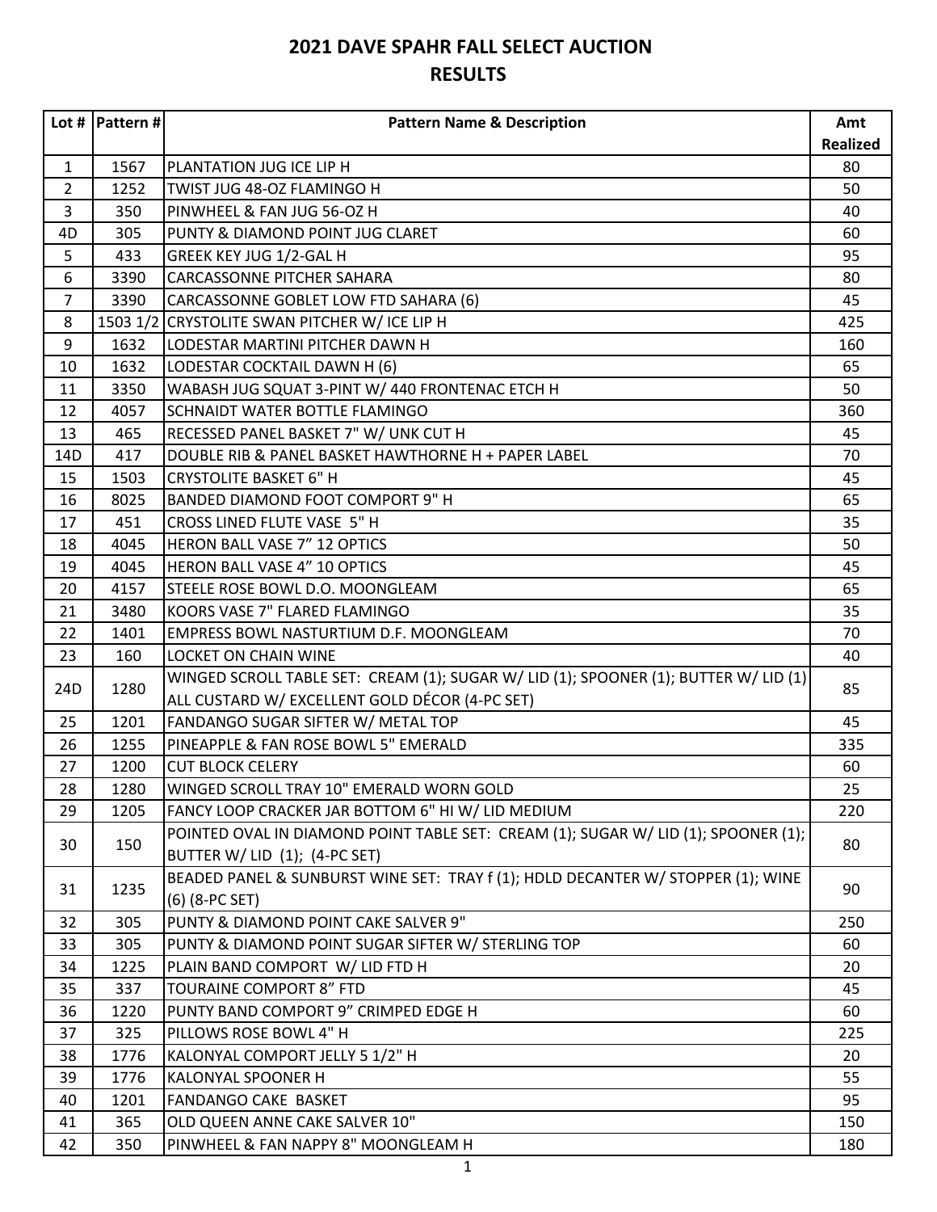# 2021 DAVE SPAHR FALL SELECT AUCTION
## RESULTS

| Lot # | Pattern # | Pattern Name & Description | Amt Realized |
|---|---|---|---|
| 1 | 1567 | PLANTATION JUG ICE LIP H | 80 |
| 2 | 1252 | TWIST JUG 48-OZ FLAMINGO H | 50 |
| 3 | 350 | PINWHEEL & FAN JUG 56-OZ H | 40 |
| 4D | 305 | PUNTY & DIAMOND POINT JUG CLARET | 60 |
| 5 | 433 | GREEK KEY JUG 1/2-GAL H | 95 |
| 6 | 3390 | CARCASSONNE PITCHER SAHARA | 80 |
| 7 | 3390 | CARCASSONNE GOBLET LOW FTD SAHARA (6) | 45 |
| 8 | 1503 1/2 | CRYSTOLITE SWAN PITCHER W/ ICE LIP H | 425 |
| 9 | 1632 | LODESTAR MARTINI PITCHER DAWN H | 160 |
| 10 | 1632 | LODESTAR COCKTAIL DAWN H (6) | 65 |
| 11 | 3350 | WABASH JUG SQUAT 3-PINT W/ 440 FRONTENAC ETCH H | 50 |
| 12 | 4057 | SCHNAIDT WATER BOTTLE FLAMINGO | 360 |
| 13 | 465 | RECESSED PANEL BASKET 7" W/ UNK CUT H | 45 |
| 14D | 417 | DOUBLE RIB & PANEL BASKET HAWTHORNE H + PAPER LABEL | 70 |
| 15 | 1503 | CRYSTOLITE BASKET 6" H | 45 |
| 16 | 8025 | BANDED DIAMOND FOOT COMPORT 9" H | 65 |
| 17 | 451 | CROSS LINED FLUTE VASE 5" H | 35 |
| 18 | 4045 | HERON BALL VASE 7" 12 OPTICS | 50 |
| 19 | 4045 | HERON BALL VASE 4" 10 OPTICS | 45 |
| 20 | 4157 | STEELE ROSE BOWL D.O. MOONGLEAM | 65 |
| 21 | 3480 | KOORS VASE 7" FLARED FLAMINGO | 35 |
| 22 | 1401 | EMPRESS BOWL NASTURTIUM D.F. MOONGLEAM | 70 |
| 23 | 160 | LOCKET ON CHAIN WINE | 40 |
| 24D | 1280 | WINGED SCROLL TABLE SET: CREAM (1); SUGAR W/ LID (1); SPOONER (1); BUTTER W/ LID (1) ALL CUSTARD W/ EXCELLENT GOLD DÉCOR (4-PC SET) | 85 |
| 25 | 1201 | FANDANGO SUGAR SIFTER W/ METAL TOP | 45 |
| 26 | 1255 | PINEAPPLE & FAN ROSE BOWL 5" EMERALD | 335 |
| 27 | 1200 | CUT BLOCK CELERY | 60 |
| 28 | 1280 | WINGED SCROLL TRAY 10" EMERALD WORN GOLD | 25 |
| 29 | 1205 | FANCY LOOP CRACKER JAR BOTTOM 6" HI W/ LID MEDIUM | 220 |
| 30 | 150 | POINTED OVAL IN DIAMOND POINT TABLE SET: CREAM (1); SUGAR W/ LID (1); SPOONER (1); BUTTER W/ LID (1); (4-PC SET) | 80 |
| 31 | 1235 | BEADED PANEL & SUNBURST WINE SET: TRAY f (1); HDLD DECANTER W/ STOPPER (1); WINE (6) (8-PC SET) | 90 |
| 32 | 305 | PUNTY & DIAMOND POINT CAKE SALVER 9" | 250 |
| 33 | 305 | PUNTY & DIAMOND POINT SUGAR SIFTER W/ STERLING TOP | 60 |
| 34 | 1225 | PLAIN BAND COMPORT W/ LID FTD H | 20 |
| 35 | 337 | TOURAINE COMPORT 8" FTD | 45 |
| 36 | 1220 | PUNTY BAND COMPORT 9" CRIMPED EDGE H | 60 |
| 37 | 325 | PILLOWS ROSE BOWL 4" H | 225 |
| 38 | 1776 | KALONYAL COMPORT JELLY 5 1/2" H | 20 |
| 39 | 1776 | KALONYAL SPOONER H | 55 |
| 40 | 1201 | FANDANGO CAKE BASKET | 95 |
| 41 | 365 | OLD QUEEN ANNE CAKE SALVER 10" | 150 |
| 42 | 350 | PINWHEEL & FAN NAPPY 8" MOONGLEAM H | 180 |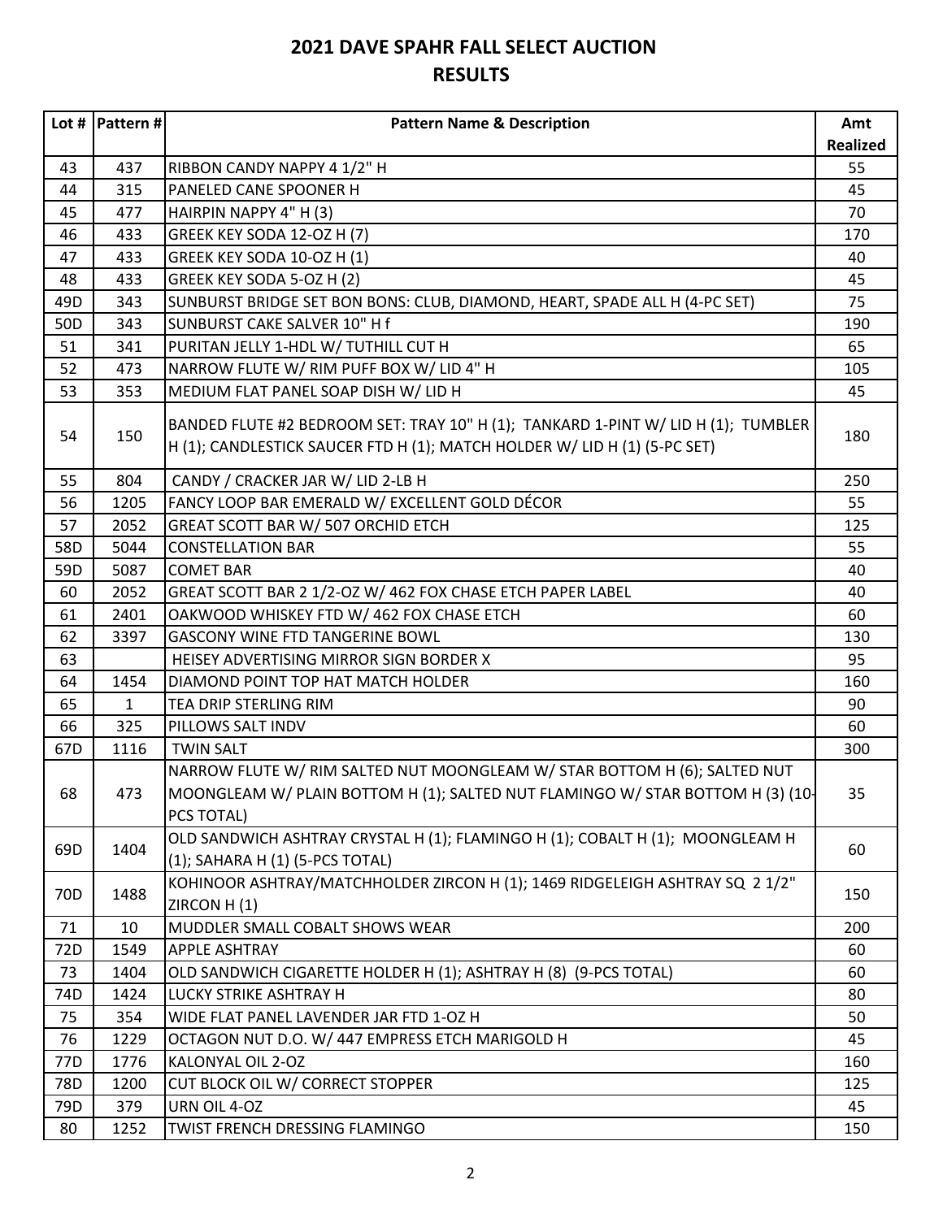# 2021 DAVE SPAHR FALL SELECT AUCTION
## RESULTS

| Lot # | Pattern # | Pattern Name & Description | Amt Realized |
|---|---|---|---|
| 43 | 437 | RIBBON CANDY NAPPY 4 1/2" H | 55 |
| 44 | 315 | PANELED CANE SPOONER H | 45 |
| 45 | 477 | HAIRPIN NAPPY 4" H (3) | 70 |
| 46 | 433 | GREEK KEY SODA 12-OZ H (7) | 170 |
| 47 | 433 | GREEK KEY SODA 10-OZ H (1) | 40 |
| 48 | 433 | GREEK KEY SODA 5-OZ H (2) | 45 |
| 49D | 343 | SUNBURST BRIDGE SET BON BONS: CLUB, DIAMOND, HEART, SPADE ALL H (4-PC SET) | 75 |
| 50D | 343 | SUNBURST CAKE SALVER 10" H f | 190 |
| 51 | 341 | PURITAN JELLY 1-HDL W/ TUTHILL CUT H | 65 |
| 52 | 473 | NARROW FLUTE W/ RIM PUFF BOX W/ LID 4" H | 105 |
| 53 | 353 | MEDIUM FLAT PANEL SOAP DISH W/ LID H | 45 |
| 54 | 150 | BANDED FLUTE #2 BEDROOM SET: TRAY 10" H (1); TANKARD 1-PINT W/ LID H (1); TUMBLER H (1); CANDLESTICK SAUCER FTD H (1); MATCH HOLDER W/ LID H (1) (5-PC SET) | 180 |
| 55 | 804 | CANDY / CRACKER JAR W/ LID 2-LB H | 250 |
| 56 | 1205 | FANCY LOOP BAR EMERALD W/ EXCELLENT GOLD DÉCOR | 55 |
| 57 | 2052 | GREAT SCOTT BAR W/ 507 ORCHID ETCH | 125 |
| 58D | 5044 | CONSTELLATION BAR | 55 |
| 59D | 5087 | COMET BAR | 40 |
| 60 | 2052 | GREAT SCOTT BAR 2 1/2-OZ W/ 462 FOX CHASE ETCH PAPER LABEL | 40 |
| 61 | 2401 | OAKWOOD WHISKEY FTD W/ 462 FOX CHASE ETCH | 60 |
| 62 | 3397 | GASCONY WINE FTD TANGERINE BOWL | 130 |
| 63 | | HEISEY ADVERTISING MIRROR SIGN BORDER X | 95 |
| 64 | 1454 | DIAMOND POINT TOP HAT MATCH HOLDER | 160 |
| 65 | 1 | TEA DRIP STERLING RIM | 90 |
| 66 | 325 | PILLOWS SALT INDV | 60 |
| 67D | 1116 | TWIN SALT | 300 |
| 68 | 473 | NARROW FLUTE W/ RIM SALTED NUT MOONGLEAM W/ STAR BOTTOM H (6); SALTED NUT MOONGLEAM W/ PLAIN BOTTOM H (1); SALTED NUT FLAMINGO W/ STAR BOTTOM H (3) (10-PCS TOTAL) | 35 |
| 69D | 1404 | OLD SANDWICH ASHTRAY CRYSTAL H (1); FLAMINGO H (1); COBALT H (1); MOONGLEAM H (1); SAHARA H (1) (5-PCS TOTAL) | 60 |
| 70D | 1488 | KOHINOOR ASHTRAY/MATCHHOLDER ZIRCON H (1); 1469 RIDGELEIGH ASHTRAY SQ 2 1/2" ZIRCON H (1) | 150 |
| 71 | 10 | MUDDLER SMALL COBALT SHOWS WEAR | 200 |
| 72D | 1549 | APPLE ASHTRAY | 60 |
| 73 | 1404 | OLD SANDWICH CIGARETTE HOLDER H (1); ASHTRAY H (8) (9-PCS TOTAL) | 60 |
| 74D | 1424 | LUCKY STRIKE ASHTRAY H | 80 |
| 75 | 354 | WIDE FLAT PANEL LAVENDER JAR FTD 1-OZ H | 50 |
| 76 | 1229 | OCTAGON NUT D.O. W/ 447 EMPRESS ETCH MARIGOLD H | 45 |
| 77D | 1776 | KALONYAL OIL 2-OZ | 160 |
| 78D | 1200 | CUT BLOCK OIL W/ CORRECT STOPPER | 125 |
| 79D | 379 | URN OIL 4-OZ | 45 |
| 80 | 1252 | TWIST FRENCH DRESSING FLAMINGO | 150 |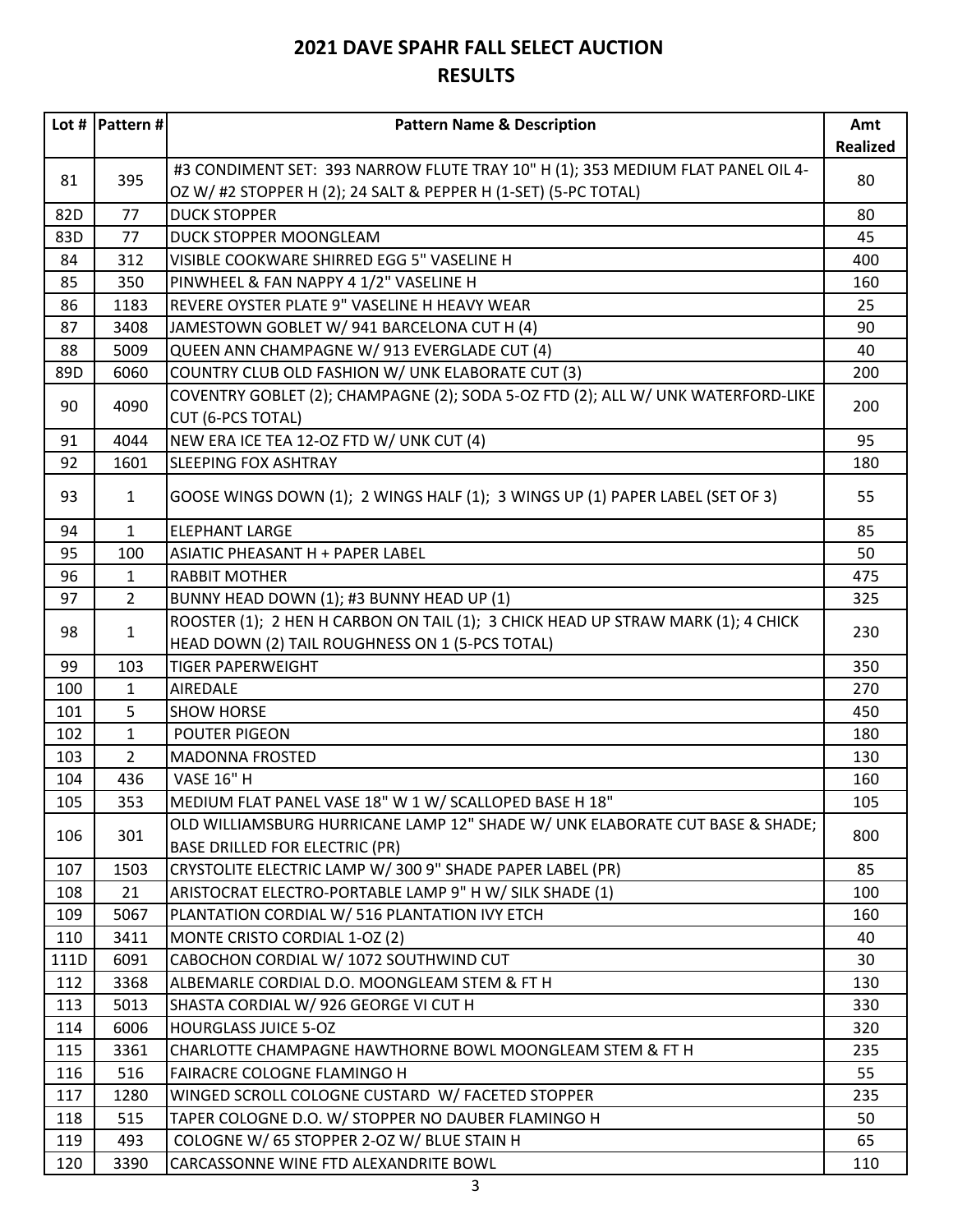# 2021 DAVE SPAHR FALL SELECT AUCTION
## RESULTS

| Lot # | Pattern # | Pattern Name & Description | Amt Realized |
|---|---|---|---|
| 81 | 395 | #3 CONDIMENT SET: 393 NARROW FLUTE TRAY 10" H (1); 353 MEDIUM FLAT PANEL OIL 4-OZ W/ #2 STOPPER H (2); 24 SALT & PEPPER H (1-SET) (5-PC TOTAL) | 80 |
| 82D | 77 | DUCK STOPPER | 80 |
| 83D | 77 | DUCK STOPPER MOONGLEAM | 45 |
| 84 | 312 | VISIBLE COOKWARE SHIRRED EGG 5" VASELINE H | 400 |
| 85 | 350 | PINWHEEL & FAN NAPPY 4 1/2" VASELINE H | 160 |
| 86 | 1183 | REVERE OYSTER PLATE 9" VASELINE H HEAVY WEAR | 25 |
| 87 | 3408 | JAMESTOWN GOBLET W/ 941 BARCELONA CUT H (4) | 90 |
| 88 | 5009 | QUEEN ANN CHAMPAGNE W/ 913 EVERGLADE CUT (4) | 40 |
| 89D | 6060 | COUNTRY CLUB OLD FASHION W/ UNK ELABORATE CUT (3) | 200 |
| 90 | 4090 | COVENTRY GOBLET (2); CHAMPAGNE (2); SODA 5-OZ FTD (2); ALL W/ UNK WATERFORD-LIKE CUT (6-PCS TOTAL) | 200 |
| 91 | 4044 | NEW ERA ICE TEA 12-OZ FTD W/ UNK CUT (4) | 95 |
| 92 | 1601 | SLEEPING FOX ASHTRAY | 180 |
| 93 | 1 | GOOSE WINGS DOWN (1); 2 WINGS HALF (1); 3 WINGS UP (1) PAPER LABEL (SET OF 3) | 55 |
| 94 | 1 | ELEPHANT LARGE | 85 |
| 95 | 100 | ASIATIC PHEASANT H + PAPER LABEL | 50 |
| 96 | 1 | RABBIT MOTHER | 475 |
| 97 | 2 | BUNNY HEAD DOWN (1); #3 BUNNY HEAD UP (1) | 325 |
| 98 | 1 | ROOSTER (1); 2 HEN H CARBON ON TAIL (1); 3 CHICK HEAD UP STRAW MARK (1); 4 CHICK HEAD DOWN (2) TAIL ROUGHNESS ON 1 (5-PCS TOTAL) | 230 |
| 99 | 103 | TIGER PAPERWEIGHT | 350 |
| 100 | 1 | AIREDALE | 270 |
| 101 | 5 | SHOW HORSE | 450 |
| 102 | 1 | POUTER PIGEON | 180 |
| 103 | 2 | MADONNA FROSTED | 130 |
| 104 | 436 | VASE 16" H | 160 |
| 105 | 353 | MEDIUM FLAT PANEL VASE 18" W 1 W/ SCALLOPED BASE H 18" | 105 |
| 106 | 301 | OLD WILLIAMSBURG HURRICANE LAMP 12" SHADE W/ UNK ELABORATE CUT BASE & SHADE; BASE DRILLED FOR ELECTRIC (PR) | 800 |
| 107 | 1503 | CRYSTOLITE ELECTRIC LAMP W/ 300 9" SHADE PAPER LABEL (PR) | 85 |
| 108 | 21 | ARISTOCRAT ELECTRO-PORTABLE LAMP 9" H W/ SILK SHADE (1) | 100 |
| 109 | 5067 | PLANTATION CORDIAL W/ 516 PLANTATION IVY ETCH | 160 |
| 110 | 3411 | MONTE CRISTO CORDIAL 1-OZ (2) | 40 |
| 111D | 6091 | CABOCHON CORDIAL W/ 1072 SOUTHWIND CUT | 30 |
| 112 | 3368 | ALBEMARLE CORDIAL D.O. MOONGLEAM STEM & FT H | 130 |
| 113 | 5013 | SHASTA CORDIAL W/ 926 GEORGE VI CUT H | 330 |
| 114 | 6006 | HOURGLASS JUICE 5-OZ | 320 |
| 115 | 3361 | CHARLOTTE CHAMPAGNE HAWTHORNE BOWL MOONGLEAM STEM & FT H | 235 |
| 116 | 516 | FAIRACRE COLOGNE FLAMINGO H | 55 |
| 117 | 1280 | WINGED SCROLL COLOGNE CUSTARD W/ FACETED STOPPER | 235 |
| 118 | 515 | TAPER COLOGNE D.O. W/ STOPPER NO DAUBER FLAMINGO H | 50 |
| 119 | 493 | COLOGNE W/ 65 STOPPER 2-OZ W/ BLUE STAIN H | 65 |
| 120 | 3390 | CARCASSONNE WINE FTD ALEXANDRITE BOWL | 110 |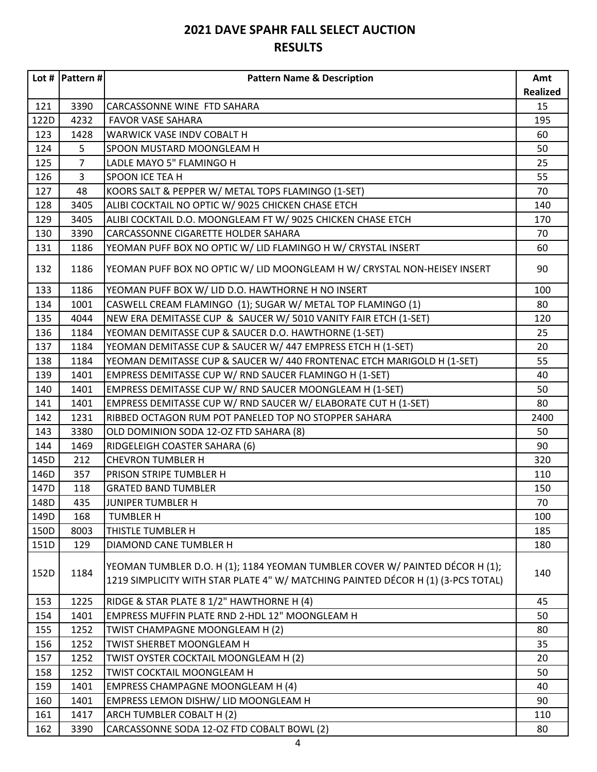# 2021 DAVE SPAHR FALL SELECT AUCTION
## RESULTS

| Lot # | Pattern # | Pattern Name & Description | Amt Realized |
|---|---|---|---|
| 121 | 3390 | CARCASSONNE WINE FTD SAHARA | 15 |
| 122D | 4232 | FAVOR VASE SAHARA | 195 |
| 123 | 1428 | WARWICK VASE INDV COBALT H | 60 |
| 124 | 5 | SPOON MUSTARD MOONGLEAM H | 50 |
| 125 | 7 | LADLE MAYO 5" FLAMINGO H | 25 |
| 126 | 3 | SPOON ICE TEA H | 55 |
| 127 | 48 | KOORS SALT & PEPPER W/ METAL TOPS FLAMINGO (1-SET) | 70 |
| 128 | 3405 | ALIBI COCKTAIL NO OPTIC W/ 9025 CHICKEN CHASE ETCH | 140 |
| 129 | 3405 | ALIBI COCKTAIL D.O. MOONGLEAM FT W/ 9025 CHICKEN CHASE ETCH | 170 |
| 130 | 3390 | CARCASSONNE CIGARETTE HOLDER SAHARA | 70 |
| 131 | 1186 | YEOMAN PUFF BOX NO OPTIC W/ LID FLAMINGO H W/ CRYSTAL INSERT | 60 |
| 132 | 1186 | YEOMAN PUFF BOX NO OPTIC W/ LID MOONGLEAM H W/ CRYSTAL NON-HEISEY INSERT | 90 |
| 133 | 1186 | YEOMAN PUFF BOX W/ LID D.O. HAWTHORNE H NO INSERT | 100 |
| 134 | 1001 | CASWELL CREAM FLAMINGO (1); SUGAR W/ METAL TOP FLAMINGO (1) | 80 |
| 135 | 4044 | NEW ERA DEMITASSE CUP & SAUCER W/ 5010 VANITY FAIR ETCH (1-SET) | 120 |
| 136 | 1184 | YEOMAN DEMITASSE CUP & SAUCER D.O. HAWTHORNE (1-SET) | 25 |
| 137 | 1184 | YEOMAN DEMITASSE CUP & SAUCER W/ 447 EMPRESS ETCH H (1-SET) | 20 |
| 138 | 1184 | YEOMAN DEMITASSE CUP & SAUCER W/ 440 FRONTENAC ETCH MARIGOLD H (1-SET) | 55 |
| 139 | 1401 | EMPRESS DEMITASSE CUP W/ RND SAUCER FLAMINGO H (1-SET) | 40 |
| 140 | 1401 | EMPRESS DEMITASSE CUP W/ RND SAUCER MOONGLEAM H (1-SET) | 50 |
| 141 | 1401 | EMPRESS DEMITASSE CUP W/ RND SAUCER W/ ELABORATE CUT H (1-SET) | 80 |
| 142 | 1231 | RIBBED OCTAGON RUM POT PANELED TOP NO STOPPER SAHARA | 2400 |
| 143 | 3380 | OLD DOMINION SODA 12-OZ FTD SAHARA (8) | 50 |
| 144 | 1469 | RIDGELEIGH COASTER SAHARA (6) | 90 |
| 145D | 212 | CHEVRON TUMBLER H | 320 |
| 146D | 357 | PRISON STRIPE TUMBLER H | 110 |
| 147D | 118 | GRATED BAND TUMBLER | 150 |
| 148D | 435 | JUNIPER TUMBLER H | 70 |
| 149D | 168 | TUMBLER H | 100 |
| 150D | 8003 | THISTLE TUMBLER H | 185 |
| 151D | 129 | DIAMOND CANE TUMBLER H | 180 |
| 152D | 1184 | YEOMAN TUMBLER D.O. H (1); 1184 YEOMAN TUMBLER COVER W/ PAINTED DÉCOR H (1); 1219 SIMPLICITY WITH STAR PLATE 4" W/ MATCHING PAINTED DÉCOR H (1) (3-PCS TOTAL) | 140 |
| 153 | 1225 | RIDGE & STAR PLATE 8 1/2" HAWTHORNE H (4) | 45 |
| 154 | 1401 | EMPRESS MUFFIN PLATE RND 2-HDL 12" MOONGLEAM H | 50 |
| 155 | 1252 | TWIST CHAMPAGNE MOONGLEAM H (2) | 80 |
| 156 | 1252 | TWIST SHERBET MOONGLEAM H | 35 |
| 157 | 1252 | TWIST OYSTER COCKTAIL MOONGLEAM H (2) | 20 |
| 158 | 1252 | TWIST COCKTAIL MOONGLEAM H | 50 |
| 159 | 1401 | EMPRESS CHAMPAGNE MOONGLEAM H (4) | 40 |
| 160 | 1401 | EMPRESS LEMON DISHW/ LID MOONGLEAM H | 90 |
| 161 | 1417 | ARCH TUMBLER COBALT H (2) | 110 |
| 162 | 3390 | CARCASSONNE SODA 12-OZ FTD COBALT BOWL (2) | 80 |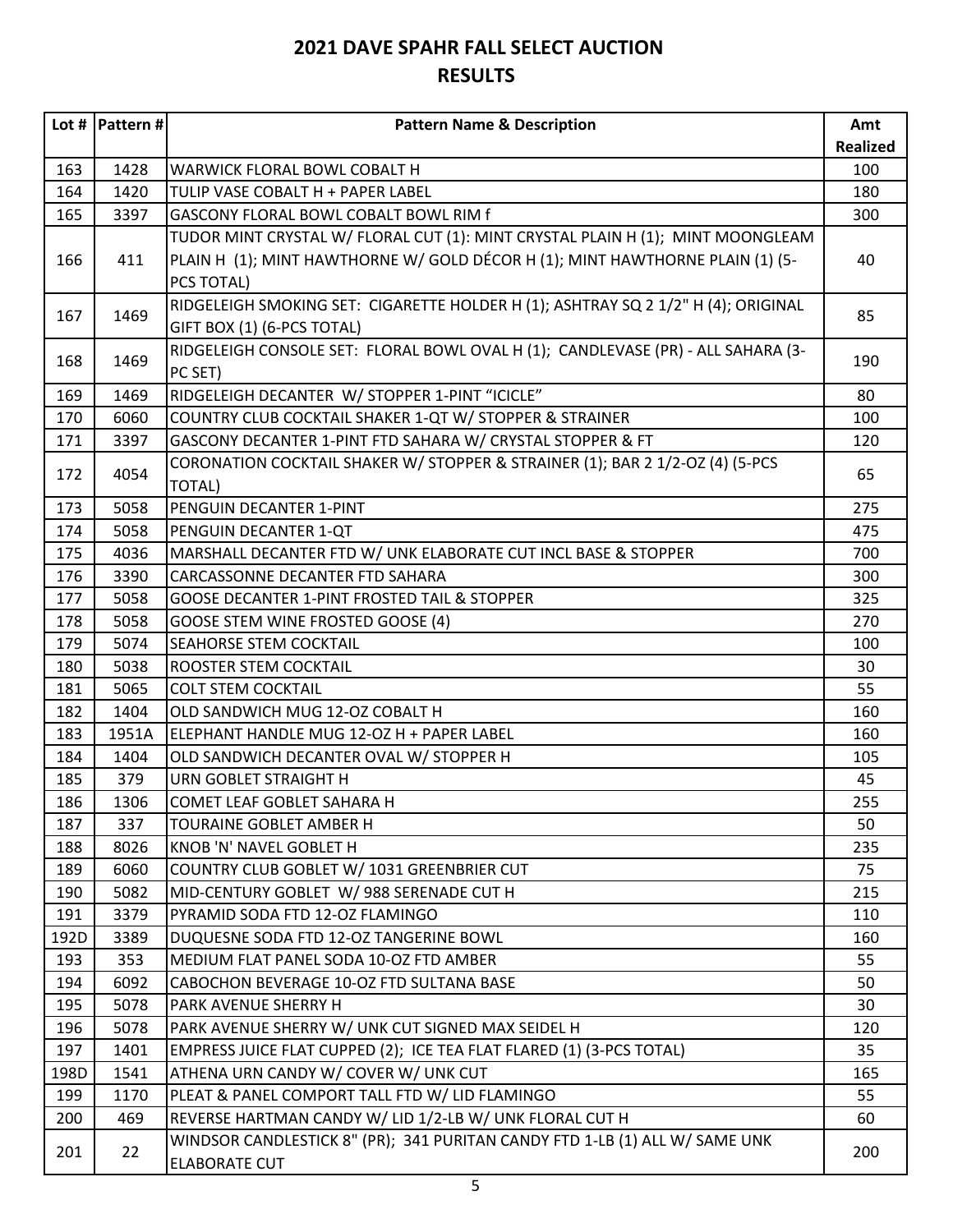# 2021 DAVE SPAHR FALL SELECT AUCTION
## RESULTS

| Lot # | Pattern # | Pattern Name & Description | Amt Realized |
|---|---|---|---|
| 163 | 1428 | WARWICK FLORAL BOWL COBALT H | 100 |
| 164 | 1420 | TULIP VASE COBALT H + PAPER LABEL | 180 |
| 165 | 3397 | GASCONY FLORAL BOWL COBALT BOWL RIM f | 300 |
| 166 | 411 | TUDOR MINT CRYSTAL W/ FLORAL CUT (1): MINT CRYSTAL PLAIN H (1); MINT MOONGLEAM PLAIN H (1); MINT HAWTHORNE W/ GOLD DÉCOR H (1); MINT HAWTHORNE PLAIN (1) (5-PCS TOTAL) | 40 |
| 167 | 1469 | RIDGELEIGH SMOKING SET: CIGARETTE HOLDER H (1); ASHTRAY SQ 2 1/2" H (4); ORIGINAL GIFT BOX (1) (6-PCS TOTAL) | 85 |
| 168 | 1469 | RIDGELEIGH CONSOLE SET: FLORAL BOWL OVAL H (1); CANDLEVASE (PR) - ALL SAHARA (3-PC SET) | 190 |
| 169 | 1469 | RIDGELEIGH DECANTER W/ STOPPER 1-PINT "ICICLE" | 80 |
| 170 | 6060 | COUNTRY CLUB COCKTAIL SHAKER 1-QT W/ STOPPER & STRAINER | 100 |
| 171 | 3397 | GASCONY DECANTER 1-PINT FTD SAHARA W/ CRYSTAL STOPPER & FT | 120 |
| 172 | 4054 | CORONATION COCKTAIL SHAKER W/ STOPPER & STRAINER (1); BAR 2 1/2-OZ (4) (5-PCS TOTAL) | 65 |
| 173 | 5058 | PENGUIN DECANTER 1-PINT | 275 |
| 174 | 5058 | PENGUIN DECANTER 1-QT | 475 |
| 175 | 4036 | MARSHALL DECANTER FTD W/ UNK ELABORATE CUT INCL BASE & STOPPER | 700 |
| 176 | 3390 | CARCASSONNE DECANTER FTD SAHARA | 300 |
| 177 | 5058 | GOOSE DECANTER 1-PINT FROSTED TAIL & STOPPER | 325 |
| 178 | 5058 | GOOSE STEM WINE FROSTED GOOSE (4) | 270 |
| 179 | 5074 | SEAHORSE STEM COCKTAIL | 100 |
| 180 | 5038 | ROOSTER STEM COCKTAIL | 30 |
| 181 | 5065 | COLT STEM COCKTAIL | 55 |
| 182 | 1404 | OLD SANDWICH MUG 12-OZ COBALT H | 160 |
| 183 | 1951A | ELEPHANT HANDLE MUG 12-OZ H + PAPER LABEL | 160 |
| 184 | 1404 | OLD SANDWICH DECANTER OVAL W/ STOPPER H | 105 |
| 185 | 379 | URN GOBLET STRAIGHT H | 45 |
| 186 | 1306 | COMET LEAF GOBLET SAHARA H | 255 |
| 187 | 337 | TOURAINE GOBLET AMBER H | 50 |
| 188 | 8026 | KNOB 'N' NAVEL GOBLET H | 235 |
| 189 | 6060 | COUNTRY CLUB GOBLET W/ 1031 GREENBRIER CUT | 75 |
| 190 | 5082 | MID-CENTURY GOBLET W/ 988 SERENADE CUT H | 215 |
| 191 | 3379 | PYRAMID SODA FTD 12-OZ FLAMINGO | 110 |
| 192D | 3389 | DUQUESNE SODA FTD 12-OZ TANGERINE BOWL | 160 |
| 193 | 353 | MEDIUM FLAT PANEL SODA 10-OZ FTD AMBER | 55 |
| 194 | 6092 | CABOCHON BEVERAGE 10-OZ FTD SULTANA BASE | 50 |
| 195 | 5078 | PARK AVENUE SHERRY H | 30 |
| 196 | 5078 | PARK AVENUE SHERRY W/ UNK CUT SIGNED MAX SEIDEL H | 120 |
| 197 | 1401 | EMPRESS JUICE FLAT CUPPED (2); ICE TEA FLAT FLARED (1) (3-PCS TOTAL) | 35 |
| 198D | 1541 | ATHENA URN CANDY W/ COVER W/ UNK CUT | 165 |
| 199 | 1170 | PLEAT & PANEL COMPORT TALL FTD W/ LID FLAMINGO | 55 |
| 200 | 469 | REVERSE HARTMAN CANDY W/ LID 1/2-LB W/ UNK FLORAL CUT H | 60 |
| 201 | 22 | WINDSOR CANDLESTICK 8" (PR); 341 PURITAN CANDY FTD 1-LB (1) ALL W/ SAME UNK ELABORATE CUT | 200 |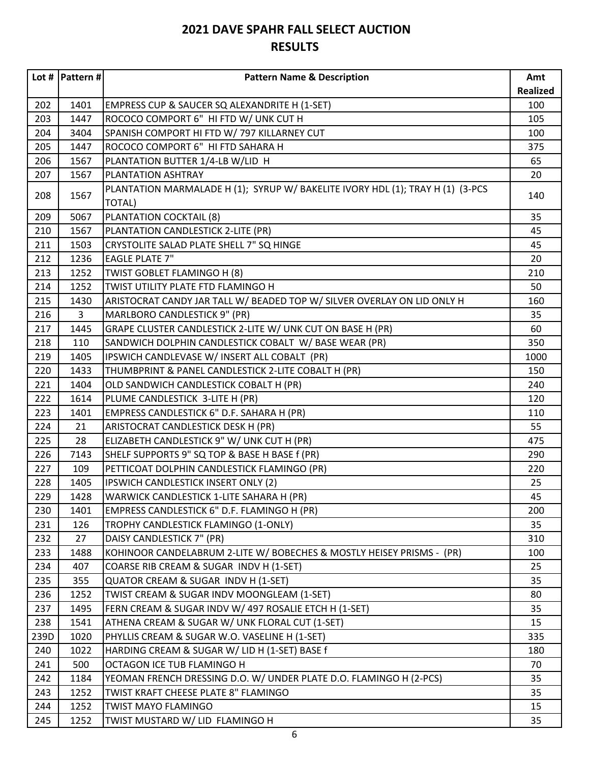# 2021 DAVE SPAHR FALL SELECT AUCTION

## RESULTS

| Lot # | Pattern # | Pattern Name & Description | Amt Realized |
|---|---|---|---|
| 202 | 1401 | EMPRESS CUP & SAUCER SQ ALEXANDRITE H (1-SET) | 100 |
| 203 | 1447 | ROCOCO COMPORT 6" HI FTD W/ UNK CUT H | 105 |
| 204 | 3404 | SPANISH COMPORT HI FTD W/ 797 KILLARNEY CUT | 100 |
| 205 | 1447 | ROCOCO COMPORT 6" HI FTD SAHARA H | 375 |
| 206 | 1567 | PLANTATION BUTTER 1/4-LB W/LID H | 65 |
| 207 | 1567 | PLANTATION ASHTRAY | 20 |
| 208 | 1567 | PLANTATION MARMALADE H (1); SYRUP W/ BAKELITE IVORY HDL (1); TRAY H (1) (3-PCS TOTAL) | 140 |
| 209 | 5067 | PLANTATION COCKTAIL (8) | 35 |
| 210 | 1567 | PLANTATION CANDLESTICK 2-LITE (PR) | 45 |
| 211 | 1503 | CRYSTOLITE SALAD PLATE SHELL 7" SQ HINGE | 45 |
| 212 | 1236 | EAGLE PLATE 7" | 20 |
| 213 | 1252 | TWIST GOBLET FLAMINGO H (8) | 210 |
| 214 | 1252 | TWIST UTILITY PLATE FTD FLAMINGO H | 50 |
| 215 | 1430 | ARISTOCRAT CANDY JAR TALL W/ BEADED TOP W/ SILVER OVERLAY ON LID ONLY H | 160 |
| 216 | 3 | MARLBORO CANDLESTICK 9" (PR) | 35 |
| 217 | 1445 | GRAPE CLUSTER CANDLESTICK 2-LITE W/ UNK CUT ON BASE H (PR) | 60 |
| 218 | 110 | SANDWICH DOLPHIN CANDLESTICK COBALT W/ BASE WEAR (PR) | 350 |
| 219 | 1405 | IPSWICH CANDLEVASE W/ INSERT ALL COBALT (PR) | 1000 |
| 220 | 1433 | THUMBPRINT & PANEL CANDLESTICK 2-LITE COBALT H (PR) | 150 |
| 221 | 1404 | OLD SANDWICH CANDLESTICK COBALT H (PR) | 240 |
| 222 | 1614 | PLUME CANDLESTICK 3-LITE H (PR) | 120 |
| 223 | 1401 | EMPRESS CANDLESTICK 6" D.F. SAHARA H (PR) | 110 |
| 224 | 21 | ARISTOCRAT CANDLESTICK DESK H (PR) | 55 |
| 225 | 28 | ELIZABETH CANDLESTICK 9" W/ UNK CUT H (PR) | 475 |
| 226 | 7143 | SHELF SUPPORTS 9" SQ TOP & BASE H BASE f (PR) | 290 |
| 227 | 109 | PETTICOAT DOLPHIN CANDLESTICK FLAMINGO (PR) | 220 |
| 228 | 1405 | IPSWICH CANDLESTICK INSERT ONLY (2) | 25 |
| 229 | 1428 | WARWICK CANDLESTICK 1-LITE SAHARA H (PR) | 45 |
| 230 | 1401 | EMPRESS CANDLESTICK 6" D.F. FLAMINGO H (PR) | 200 |
| 231 | 126 | TROPHY CANDLESTICK FLAMINGO (1-ONLY) | 35 |
| 232 | 27 | DAISY CANDLESTICK 7" (PR) | 310 |
| 233 | 1488 | KOHINOOR CANDELABRUM 2-LITE W/ BOBECHES & MOSTLY HEISEY PRISMS - (PR) | 100 |
| 234 | 407 | COARSE RIB CREAM & SUGAR INDV H (1-SET) | 25 |
| 235 | 355 | QUATOR CREAM & SUGAR INDV H (1-SET) | 35 |
| 236 | 1252 | TWIST CREAM & SUGAR INDV MOONGLEAM (1-SET) | 80 |
| 237 | 1495 | FERN CREAM & SUGAR INDV W/ 497 ROSALIE ETCH H (1-SET) | 35 |
| 238 | 1541 | ATHENA CREAM & SUGAR W/ UNK FLORAL CUT (1-SET) | 15 |
| 239D | 1020 | PHYLLIS CREAM & SUGAR W.O. VASELINE H (1-SET) | 335 |
| 240 | 1022 | HARDING CREAM & SUGAR W/ LID H (1-SET) BASE f | 180 |
| 241 | 500 | OCTAGON ICE TUB FLAMINGO H | 70 |
| 242 | 1184 | YEOMAN FRENCH DRESSING D.O. W/ UNDER PLATE D.O. FLAMINGO H (2-PCS) | 35 |
| 243 | 1252 | TWIST KRAFT CHEESE PLATE 8" FLAMINGO | 35 |
| 244 | 1252 | TWIST MAYO FLAMINGO | 15 |
| 245 | 1252 | TWIST MUSTARD W/ LID FLAMINGO H | 35 |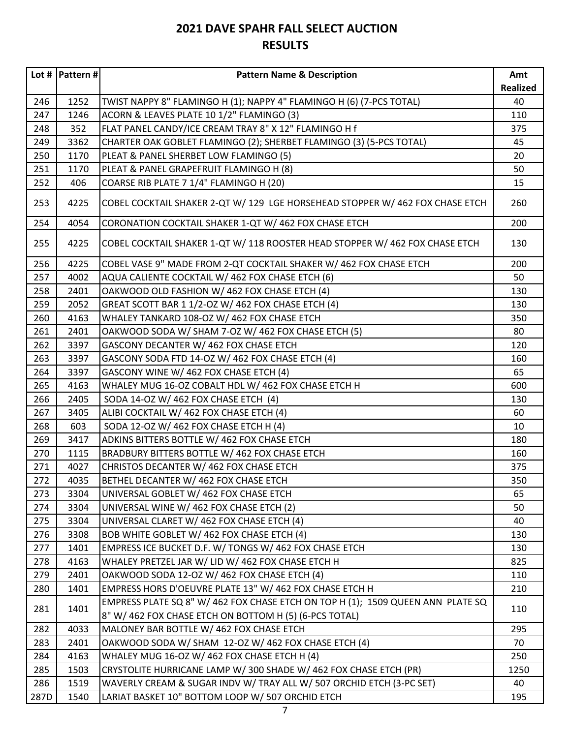# 2021 DAVE SPAHR FALL SELECT AUCTION
## RESULTS

| Lot # | Pattern # | Pattern Name & Description | Amt Realized |
|---|---|---|---|
| 246 | 1252 | TWIST NAPPY 8" FLAMINGO H (1); NAPPY 4" FLAMINGO H (6) (7-PCS TOTAL) | 40 |
| 247 | 1246 | ACORN & LEAVES PLATE 10 1/2" FLAMINGO (3) | 110 |
| 248 | 352 | FLAT PANEL CANDY/ICE CREAM TRAY 8" X 12" FLAMINGO H f | 375 |
| 249 | 3362 | CHARTER OAK GOBLET FLAMINGO (2); SHERBET FLAMINGO (3) (5-PCS TOTAL) | 45 |
| 250 | 1170 | PLEAT & PANEL SHERBET LOW FLAMINGO (5) | 20 |
| 251 | 1170 | PLEAT & PANEL GRAPEFRUIT FLAMINGO H (8) | 50 |
| 252 | 406 | COARSE RIB PLATE 7 1/4" FLAMINGO H (20) | 15 |
| 253 | 4225 | COBEL COCKTAIL SHAKER 2-QT W/ 129 LGE HORSEHEAD STOPPER W/ 462 FOX CHASE ETCH | 260 |
| 254 | 4054 | CORONATION COCKTAIL SHAKER 1-QT W/ 462 FOX CHASE ETCH | 200 |
| 255 | 4225 | COBEL COCKTAIL SHAKER 1-QT W/ 118 ROOSTER HEAD STOPPER W/ 462 FOX CHASE ETCH | 130 |
| 256 | 4225 | COBEL VASE 9" MADE FROM 2-QT COCKTAIL SHAKER W/ 462 FOX CHASE ETCH | 200 |
| 257 | 4002 | AQUA CALIENTE COCKTAIL W/ 462 FOX CHASE ETCH (6) | 50 |
| 258 | 2401 | OAKWOOD OLD FASHION W/ 462 FOX CHASE ETCH (4) | 130 |
| 259 | 2052 | GREAT SCOTT BAR 1 1/2-OZ W/ 462 FOX CHASE ETCH (4) | 130 |
| 260 | 4163 | WHALEY TANKARD 108-OZ W/ 462 FOX CHASE ETCH | 350 |
| 261 | 2401 | OAKWOOD SODA W/ SHAM 7-OZ W/ 462 FOX CHASE ETCH (5) | 80 |
| 262 | 3397 | GASCONY DECANTER W/ 462 FOX CHASE ETCH | 120 |
| 263 | 3397 | GASCONY SODA FTD 14-OZ W/ 462 FOX CHASE ETCH (4) | 160 |
| 264 | 3397 | GASCONY WINE W/ 462 FOX CHASE ETCH (4) | 65 |
| 265 | 4163 | WHALEY MUG 16-OZ COBALT HDL W/ 462 FOX CHASE ETCH H | 600 |
| 266 | 2405 | SODA 14-OZ W/ 462 FOX CHASE ETCH (4) | 130 |
| 267 | 3405 | ALIBI COCKTAIL W/ 462 FOX CHASE ETCH (4) | 60 |
| 268 | 603 | SODA 12-OZ W/ 462 FOX CHASE ETCH H (4) | 10 |
| 269 | 3417 | ADKINS BITTERS BOTTLE W/ 462 FOX CHASE ETCH | 180 |
| 270 | 1115 | BRADBURY BITTERS BOTTLE W/ 462 FOX CHASE ETCH | 160 |
| 271 | 4027 | CHRISTOS DECANTER W/ 462 FOX CHASE ETCH | 375 |
| 272 | 4035 | BETHEL DECANTER W/ 462 FOX CHASE ETCH | 350 |
| 273 | 3304 | UNIVERSAL GOBLET W/ 462 FOX CHASE ETCH | 65 |
| 274 | 3304 | UNIVERSAL WINE W/ 462 FOX CHASE ETCH (2) | 50 |
| 275 | 3304 | UNIVERSAL CLARET W/ 462 FOX CHASE ETCH (4) | 40 |
| 276 | 3308 | BOB WHITE GOBLET W/ 462 FOX CHASE ETCH (4) | 130 |
| 277 | 1401 | EMPRESS ICE BUCKET D.F. W/ TONGS W/ 462 FOX CHASE ETCH | 130 |
| 278 | 4163 | WHALEY PRETZEL JAR W/ LID W/ 462 FOX CHASE ETCH H | 825 |
| 279 | 2401 | OAKWOOD SODA 12-OZ W/ 462 FOX CHASE ETCH (4) | 110 |
| 280 | 1401 | EMPRESS HORS D'OEUVRE PLATE 13" W/ 462 FOX CHASE ETCH H | 210 |
| 281 | 1401 | EMPRESS PLATE SQ 8" W/ 462 FOX CHASE ETCH ON TOP H (1); 1509 QUEEN ANN PLATE SQ 8" W/ 462 FOX CHASE ETCH ON BOTTOM H (5) (6-PCS TOTAL) | 110 |
| 282 | 4033 | MALONEY BAR BOTTLE W/ 462 FOX CHASE ETCH | 295 |
| 283 | 2401 | OAKWOOD SODA W/ SHAM 12-OZ W/ 462 FOX CHASE ETCH (4) | 70 |
| 284 | 4163 | WHALEY MUG 16-OZ W/ 462 FOX CHASE ETCH H (4) | 250 |
| 285 | 1503 | CRYSTOLITE HURRICANE LAMP W/ 300 SHADE W/ 462 FOX CHASE ETCH (PR) | 1250 |
| 286 | 1519 | WAVERLY CREAM & SUGAR INDV W/ TRAY ALL W/ 507 ORCHID ETCH (3-PC SET) | 40 |
| 287D | 1540 | LARIAT BASKET 10" BOTTOM LOOP W/ 507 ORCHID ETCH | 195 |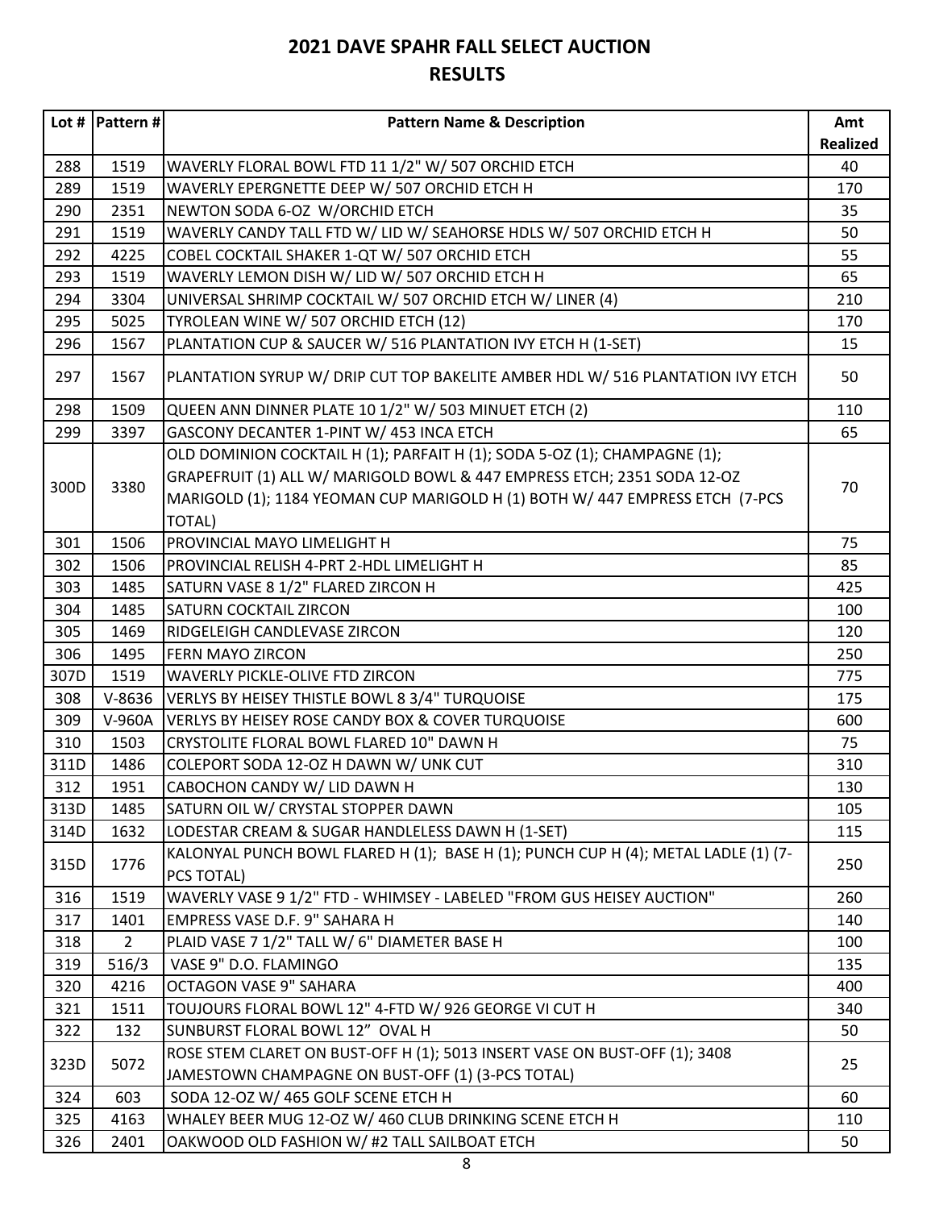# 2021 DAVE SPAHR FALL SELECT AUCTION
## RESULTS

| Lot # | Pattern # | Pattern Name & Description | Amt Realized |
|---|---|---|---|
| 288 | 1519 | WAVERLY FLORAL BOWL FTD 11 1/2" W/ 507 ORCHID ETCH | 40 |
| 289 | 1519 | WAVERLY EPERGNETTE DEEP W/ 507 ORCHID ETCH H | 170 |
| 290 | 2351 | NEWTON SODA 6-OZ W/ORCHID ETCH | 35 |
| 291 | 1519 | WAVERLY CANDY TALL FTD W/ LID W/ SEAHORSE HDLS W/ 507 ORCHID ETCH H | 50 |
| 292 | 4225 | COBEL COCKTAIL SHAKER 1-QT W/ 507 ORCHID ETCH | 55 |
| 293 | 1519 | WAVERLY LEMON DISH W/ LID W/ 507 ORCHID ETCH H | 65 |
| 294 | 3304 | UNIVERSAL SHRIMP COCKTAIL W/ 507 ORCHID ETCH W/ LINER (4) | 210 |
| 295 | 5025 | TYROLEAN WINE W/ 507 ORCHID ETCH (12) | 170 |
| 296 | 1567 | PLANTATION CUP & SAUCER W/ 516 PLANTATION IVY ETCH H (1-SET) | 15 |
| 297 | 1567 | PLANTATION SYRUP W/ DRIP CUT TOP BAKELITE AMBER HDL W/ 516 PLANTATION IVY ETCH | 50 |
| 298 | 1509 | QUEEN ANN DINNER PLATE 10 1/2" W/ 503 MINUET ETCH (2) | 110 |
| 299 | 3397 | GASCONY DECANTER 1-PINT W/ 453 INCA ETCH | 65 |
| 300D | 3380 | OLD DOMINION COCKTAIL H (1); PARFAIT H (1); SODA 5-OZ (1); CHAMPAGNE (1); GRAPEFRUIT (1) ALL W/ MARIGOLD BOWL & 447 EMPRESS ETCH; 2351 SODA 12-OZ MARIGOLD (1); 1184 YEOMAN CUP MARIGOLD H (1) BOTH W/ 447 EMPRESS ETCH (7-PCS TOTAL) | 70 |
| 301 | 1506 | PROVINCIAL MAYO LIMELIGHT H | 75 |
| 302 | 1506 | PROVINCIAL RELISH 4-PRT 2-HDL LIMELIGHT H | 85 |
| 303 | 1485 | SATURN VASE 8 1/2" FLARED ZIRCON H | 425 |
| 304 | 1485 | SATURN COCKTAIL ZIRCON | 100 |
| 305 | 1469 | RIDGELEIGH CANDLEVASE ZIRCON | 120 |
| 306 | 1495 | FERN MAYO ZIRCON | 250 |
| 307D | 1519 | WAVERLY PICKLE-OLIVE FTD ZIRCON | 775 |
| 308 | V-8636 | VERLYS BY HEISEY THISTLE BOWL 8 3/4" TURQUOISE | 175 |
| 309 | V-960A | VERLYS BY HEISEY ROSE CANDY BOX & COVER TURQUOISE | 600 |
| 310 | 1503 | CRYSTOLITE FLORAL BOWL FLARED 10" DAWN H | 75 |
| 311D | 1486 | COLEPORT SODA 12-OZ H DAWN W/ UNK CUT | 310 |
| 312 | 1951 | CABOCHON CANDY W/ LID DAWN H | 130 |
| 313D | 1485 | SATURN OIL W/ CRYSTAL STOPPER DAWN | 105 |
| 314D | 1632 | LODESTAR CREAM & SUGAR HANDLELESS DAWN H (1-SET) | 115 |
| 315D | 1776 | KALONYAL PUNCH BOWL FLARED H (1); BASE H (1); PUNCH CUP H (4); METAL LADLE (1) (7-PCS TOTAL) | 250 |
| 316 | 1519 | WAVERLY VASE 9 1/2" FTD - WHIMSEY - LABELED "FROM GUS HEISEY AUCTION" | 260 |
| 317 | 1401 | EMPRESS VASE D.F. 9" SAHARA H | 140 |
| 318 | 2 | PLAID VASE 7 1/2" TALL W/ 6" DIAMETER BASE H | 100 |
| 319 | 516/3 | VASE 9" D.O. FLAMINGO | 135 |
| 320 | 4216 | OCTAGON VASE 9" SAHARA | 400 |
| 321 | 1511 | TOUJOURS FLORAL BOWL 12" 4-FTD W/ 926 GEORGE VI CUT H | 340 |
| 322 | 132 | SUNBURST FLORAL BOWL 12" OVAL H | 50 |
| 323D | 5072 | ROSE STEM CLARET ON BUST-OFF H (1); 5013 INSERT VASE ON BUST-OFF (1); 3408 JAMESTOWN CHAMPAGNE ON BUST-OFF (1) (3-PCS TOTAL) | 25 |
| 324 | 603 | SODA 12-OZ W/ 465 GOLF SCENE ETCH H | 60 |
| 325 | 4163 | WHALEY BEER MUG 12-OZ W/ 460 CLUB DRINKING SCENE ETCH H | 110 |
| 326 | 2401 | OAKWOOD OLD FASHION W/ #2 TALL SAILBOAT ETCH | 50 |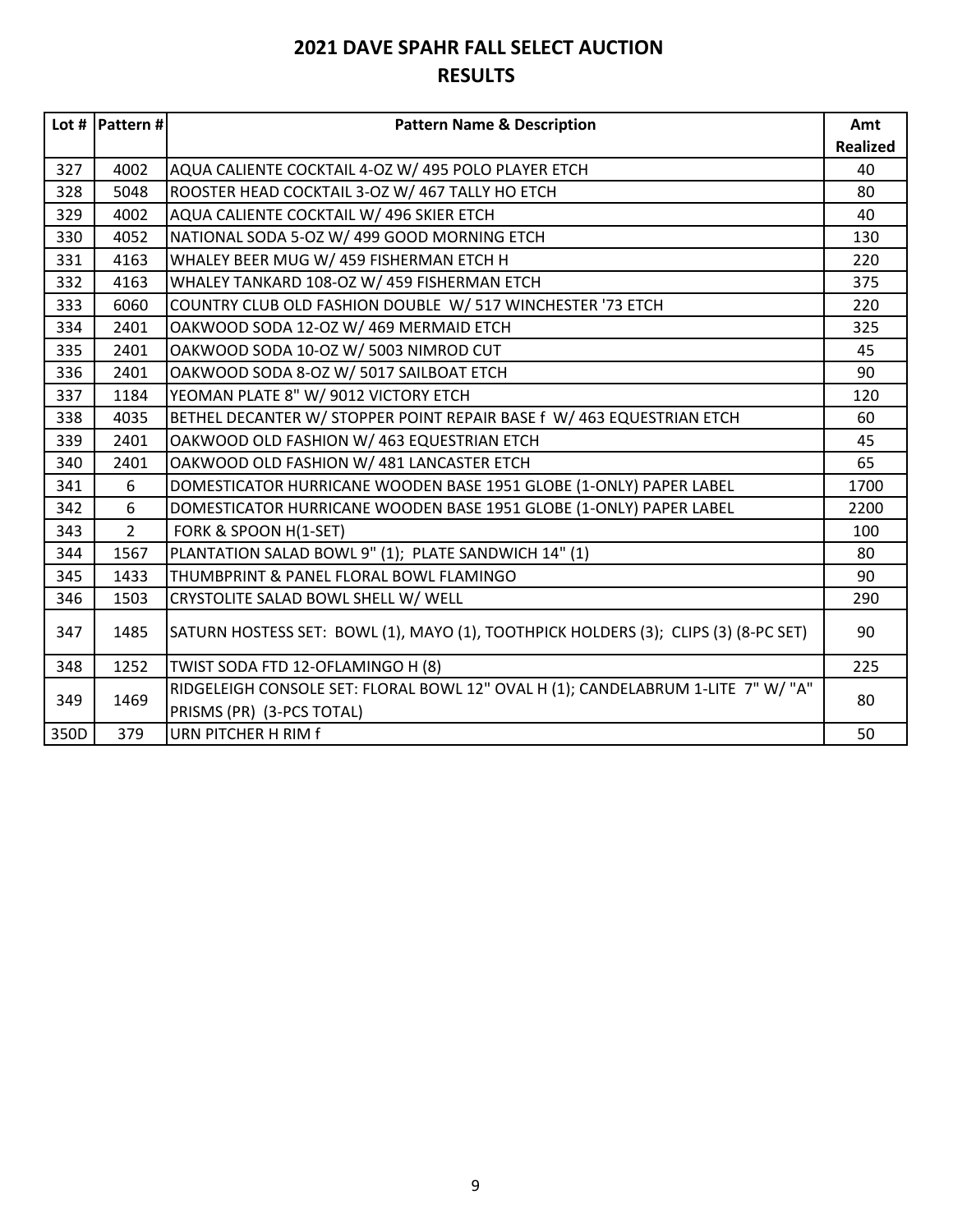# 2021 DAVE SPAHR FALL SELECT AUCTION
## RESULTS

| Lot # | Pattern # | Pattern Name & Description | Amt Realized |
|---|---|---|---|
| 327 | 4002 | AQUA CALIENTE COCKTAIL 4-OZ W/ 495 POLO PLAYER ETCH | 40 |
| 328 | 5048 | ROOSTER HEAD COCKTAIL 3-OZ W/ 467 TALLY HO ETCH | 80 |
| 329 | 4002 | AQUA CALIENTE COCKTAIL W/ 496 SKIER ETCH | 40 |
| 330 | 4052 | NATIONAL SODA 5-OZ W/ 499 GOOD MORNING ETCH | 130 |
| 331 | 4163 | WHALEY BEER MUG W/ 459 FISHERMAN ETCH H | 220 |
| 332 | 4163 | WHALEY TANKARD 108-OZ W/ 459 FISHERMAN ETCH | 375 |
| 333 | 6060 | COUNTRY CLUB OLD FASHION DOUBLE W/ 517 WINCHESTER '73 ETCH | 220 |
| 334 | 2401 | OAKWOOD SODA 12-OZ W/ 469 MERMAID ETCH | 325 |
| 335 | 2401 | OAKWOOD SODA 10-OZ W/ 5003 NIMROD CUT | 45 |
| 336 | 2401 | OAKWOOD SODA 8-OZ W/ 5017 SAILBOAT ETCH | 90 |
| 337 | 1184 | YEOMAN PLATE 8" W/ 9012 VICTORY ETCH | 120 |
| 338 | 4035 | BETHEL DECANTER W/ STOPPER POINT REPAIR BASE f W/ 463 EQUESTRIAN ETCH | 60 |
| 339 | 2401 | OAKWOOD OLD FASHION W/ 463 EQUESTRIAN ETCH | 45 |
| 340 | 2401 | OAKWOOD OLD FASHION W/ 481 LANCASTER ETCH | 65 |
| 341 | 6 | DOMESTICATOR HURRICANE WOODEN BASE 1951 GLOBE (1-ONLY) PAPER LABEL | 1700 |
| 342 | 6 | DOMESTICATOR HURRICANE WOODEN BASE 1951 GLOBE (1-ONLY) PAPER LABEL | 2200 |
| 343 | 2 | FORK & SPOON H(1-SET) | 100 |
| 344 | 1567 | PLANTATION SALAD BOWL 9" (1); PLATE SANDWICH 14" (1) | 80 |
| 345 | 1433 | THUMBPRINT & PANEL FLORAL BOWL FLAMINGO | 90 |
| 346 | 1503 | CRYSTOLITE SALAD BOWL SHELL W/ WELL | 290 |
| 347 | 1485 | SATURN HOSTESS SET: BOWL (1), MAYO (1), TOOTHPICK HOLDERS (3); CLIPS (3) (8-PC SET) | 90 |
| 348 | 1252 | TWIST SODA FTD 12-OFLAMINGO H (8) | 225 |
| 349 | 1469 | RIDGELEIGH CONSOLE SET: FLORAL BOWL 12" OVAL H (1); CANDELABRUM 1-LITE 7" W/ "A" PRISMS (PR) (3-PCS TOTAL) | 80 |
| 350D | 379 | URN PITCHER H RIM f | 50 |